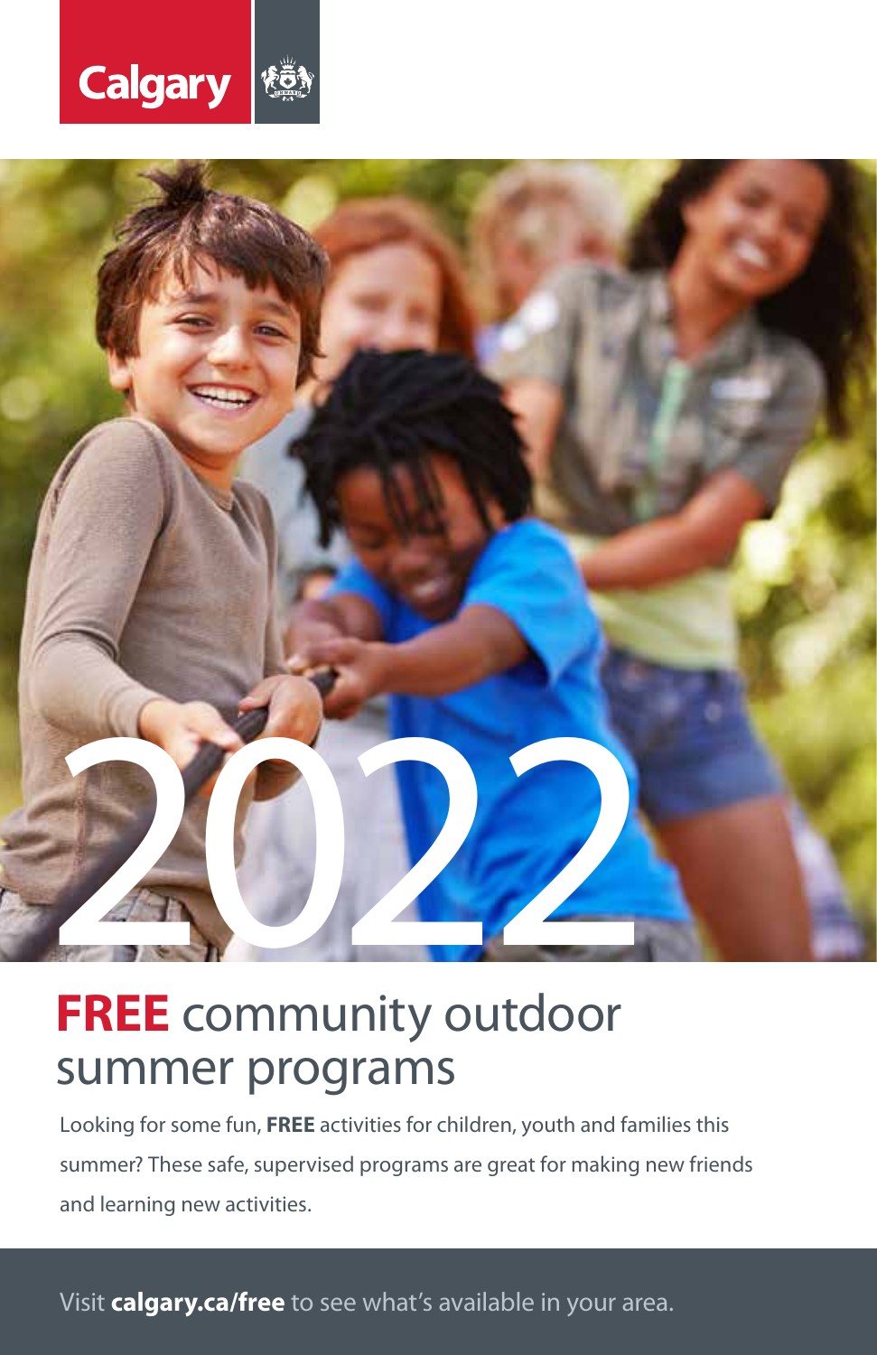Calgary

2022

# **FREE** community outdoor summer programs

Looking for some fun, **FREE** activities for children, youth and families this summer? These safe, supervised programs are great for making new friends and learning new activities.

Visit **calgary.ca/free** to see what's available in your area.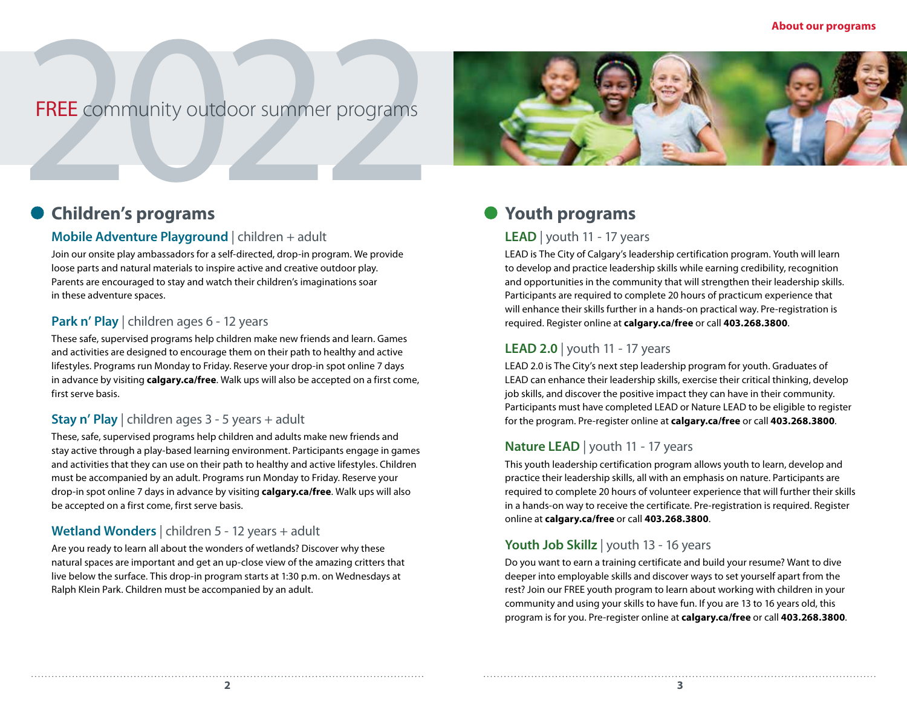# 2022 FREE community outdoor summer programs

## Children's programs

### Mobile Adventure Playground | children + adult

Join our onsite play ambassadors for a self-directed, drop-in program. We provide loose parts and natural materials to inspire active and creative outdoor play. Parents are encouraged to stay and watch their children's imaginations soar in these adventure spaces.

### Park n' Play | children ages 6 - 12 years

These safe, supervised programs help children make new friends and learn. Games and activities are designed to encourage them on their path to healthy and active lifestyles. Programs run Monday to Friday. Reserve your drop-in spot online 7 days in advance by visiting **calgary.ca/free**. Walk ups will also be accepted on a first come, first serve basis.

### Stay n' Play | children ages 3 - 5 years + adult

These, safe, supervised programs help children and adults make new friends and stay active through a play-based learning environment. Participants engage in games and activities that they can use on their path to healthy and active lifestyles. Children must be accompanied by an adult. Programs run Monday to Friday. Reserve your drop-in spot online 7 days in advance by visiting **calgary.ca/free**. Walk ups will also be accepted on a first come, first serve basis.

### Wetland Wonders | children 5 - 12 years + adult

Are you ready to learn all about the wonders of wetlands? Discover why these natural spaces are important and get an up-close view of the amazing critters that live below the surface. This drop-in program starts at 1:30 p.m. on Wednesdays at Ralph Klein Park. Children must be accompanied by an adult.

## Youth programs

### LEAD | youth 11 - 17 years

LEAD is The City of Calgary's leadership certification program. Youth will learn to develop and practice leadership skills while earning credibility, recognition and opportunities in the community that will strengthen their leadership skills. Participants are required to complete 20 hours of practicum experience that will enhance their skills further in a hands-on practical way. Pre-registration is required. Register online at **calgary.ca/free** or call **403.268.3800**.

### LEAD 2.0 | youth 11 - 17 years

LEAD 2.0 is The City's next step leadership program for youth. Graduates of LEAD can enhance their leadership skills, exercise their critical thinking, develop job skills, and discover the positive impact they can have in their community. Participants must have completed LEAD or Nature LEAD to be eligible to register for the program. Pre-register online at **calgary.ca/free** or call **403.268.3800**.

### Nature LEAD | youth 11 - 17 years

This youth leadership certification program allows youth to learn, develop and practice their leadership skills, all with an emphasis on nature. Participants are required to complete 20 hours of volunteer experience that will further their skills in a hands-on way to receive the certificate. Pre-registration is required. Register online at **calgary.ca/free** or call **403.268.3800**.

### Youth Job Skillz | youth 13 - 16 years

Do you want to earn a training certificate and build your resume? Want to dive deeper into employable skills and discover ways to set yourself apart from the rest? Join our FREE youth program to learn about working with children in your community and using your skills to have fun. If you are 13 to 16 years old, this program is for you. Pre-register online at **calgary.ca/free** or call **403.268.3800**.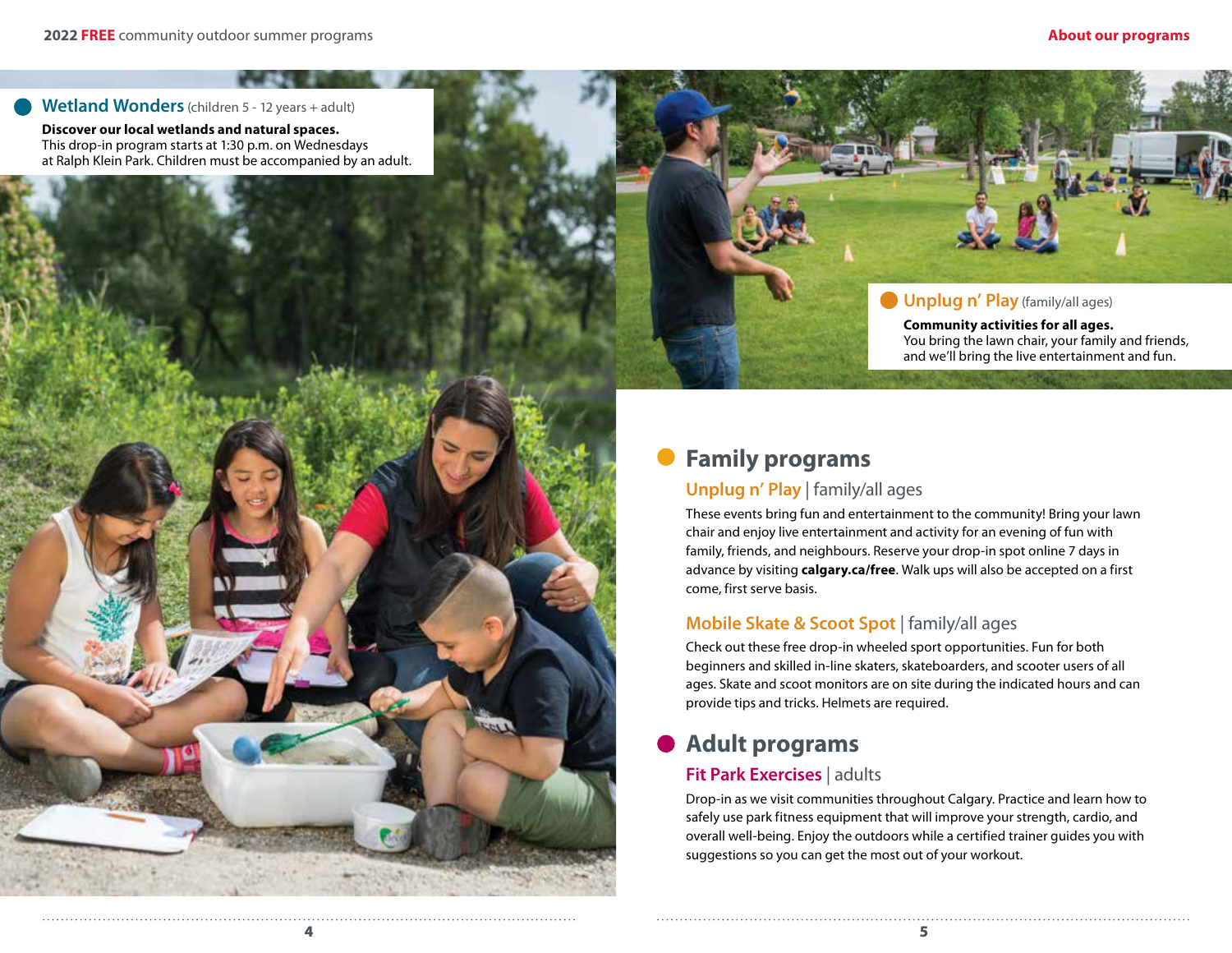## Wetland Wonders (children 5 - 12 years + adult)

**Discover our local wetlands and natural spaces.**
This drop-in program starts at 1:30 p.m. on Wednesdays at Ralph Klein Park. Children must be accompanied by an adult.

## Unplug n' Play (family/all ages)

**Community activities for all ages.**
You bring the lawn chair, your family and friends, and we'll bring the live entertainment and fun.

# Family programs

### Unplug n' Play | family/all ages

These events bring fun and entertainment to the community! Bring your lawn chair and enjoy live entertainment and activity for an evening of fun with family, friends, and neighbours. Reserve your drop-in spot online 7 days in advance by visiting **calgary.ca/free**. Walk ups will also be accepted on a first come, first serve basis.

### Mobile Skate & Scoot Spot | family/all ages

Check out these free drop-in wheeled sport opportunities. Fun for both beginners and skilled in-line skaters, skateboarders, and scooter users of all ages. Skate and scoot monitors are on site during the indicated hours and can provide tips and tricks. Helmets are required.

# Adult programs

### Fit Park Exercises | adults

Drop-in as we visit communities throughout Calgary. Practice and learn how to safely use park fitness equipment that will improve your strength, cardio, and overall well-being. Enjoy the outdoors while a certified trainer guides you with suggestions so you can get the most out of your workout.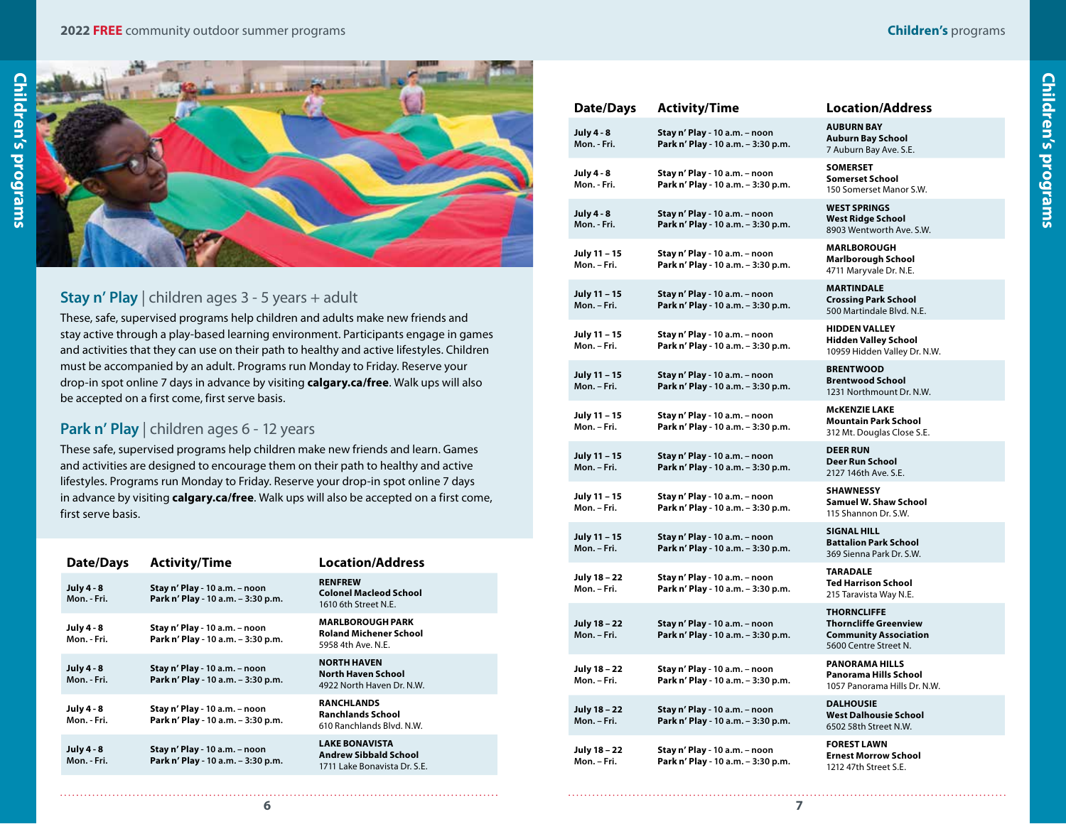## Stay n' Play | children ages 3 - 5 years + adult

These, safe, supervised programs help children and adults make new friends and stay active through a play-based learning environment. Participants engage in games and activities that they can use on their path to healthy and active lifestyles. Children must be accompanied by an adult. Programs run Monday to Friday. Reserve your drop-in spot online 7 days in advance by visiting **calgary.ca/free**. Walk ups will also be accepted on a first come, first serve basis.

## Park n' Play | children ages 6 - 12 years

These safe, supervised programs help children make new friends and learn. Games and activities are designed to encourage them on their path to healthy and active lifestyles. Programs run Monday to Friday. Reserve your drop-in spot online 7 days in advance by visiting **calgary.ca/free**. Walk ups will also be accepted on a first come, first serve basis.

| Date/Days | Activity/Time | Location/Address |
|---|---|---|
| **July 4 - 8**<br>**Mon. - Fri.** | **Stay n' Play - 10 a.m. – noon**<br>**Park n' Play - 10 a.m. – 3:30 p.m.** | **RENFREW**<br>**Colonel Macleod School**<br>1610 6th Street N.E. |
| **July 4 - 8**<br>**Mon. - Fri.** | **Stay n' Play - 10 a.m. – noon**<br>**Park n' Play - 10 a.m. – 3:30 p.m.** | **MARLBOROUGH PARK**<br>**Roland Michener School**<br>5958 4th Ave. N.E. |
| **July 4 - 8**<br>**Mon. - Fri.** | **Stay n' Play - 10 a.m. – noon**<br>**Park n' Play - 10 a.m. – 3:30 p.m.** | **NORTH HAVEN**<br>**North Haven School**<br>4922 North Haven Dr. N.W. |
| **July 4 - 8**<br>**Mon. - Fri.** | **Stay n' Play - 10 a.m. – noon**<br>**Park n' Play - 10 a.m. – 3:30 p.m.** | **RANCHLANDS**<br>**Ranchlands School**<br>610 Ranchlands Blvd. N.W. |
| **July 4 - 8**<br>**Mon. - Fri.** | **Stay n' Play - 10 a.m. – noon**<br>**Park n' Play - 10 a.m. – 3:30 p.m.** | **LAKE BONAVISTA**<br>**Andrew Sibbald School**<br>1711 Lake Bonavista Dr. S.E. |
| **July 4 - 8**<br>**Mon. - Fri.** | **Stay n' Play - 10 a.m. – noon**<br>**Park n' Play - 10 a.m. – 3:30 p.m.** | **AUBURN BAY**<br>**Auburn Bay School**<br>7 Auburn Bay Ave. S.E. |
| **July 4 - 8**<br>**Mon. - Fri.** | **Stay n' Play - 10 a.m. – noon**<br>**Park n' Play - 10 a.m. – 3:30 p.m.** | **SOMERSET**<br>**Somerset School**<br>150 Somerset Manor S.W. |
| **July 4 - 8**<br>**Mon. - Fri.** | **Stay n' Play - 10 a.m. – noon**<br>**Park n' Play - 10 a.m. – 3:30 p.m.** | **WEST SPRINGS**<br>**West Ridge School**<br>8903 Wentworth Ave. S.W. |
| **July 11 – 15**<br>**Mon. – Fri.** | **Stay n' Play - 10 a.m. – noon**<br>**Park n' Play - 10 a.m. – 3:30 p.m.** | **MARLBOROUGH**<br>**Marlborough School**<br>4711 Maryvale Dr. N.E. |
| **July 11 – 15**<br>**Mon. – Fri.** | **Stay n' Play - 10 a.m. – noon**<br>**Park n' Play - 10 a.m. – 3:30 p.m.** | **MARTINDALE**<br>**Crossing Park School**<br>500 Martindale Blvd. N.E. |
| **July 11 – 15**<br>**Mon. – Fri.** | **Stay n' Play - 10 a.m. – noon**<br>**Park n' Play - 10 a.m. – 3:30 p.m.** | **HIDDEN VALLEY**<br>**Hidden Valley School**<br>10959 Hidden Valley Dr. N.W. |
| **July 11 – 15**<br>**Mon. – Fri.** | **Stay n' Play - 10 a.m. – noon**<br>**Park n' Play - 10 a.m. – 3:30 p.m.** | **BRENTWOOD**<br>**Brentwood School**<br>1231 Northmount Dr. N.W. |
| **July 11 – 15**<br>**Mon. – Fri.** | **Stay n' Play - 10 a.m. – noon**<br>**Park n' Play - 10 a.m. – 3:30 p.m.** | **McKENZIE LAKE**<br>**Mountain Park School**<br>312 Mt. Douglas Close S.E. |
| **July 11 – 15**<br>**Mon. – Fri.** | **Stay n' Play - 10 a.m. – noon**<br>**Park n' Play - 10 a.m. – 3:30 p.m.** | **DEER RUN**<br>**Deer Run School**<br>2127 146th Ave. S.E. |
| **July 11 – 15**<br>**Mon. – Fri.** | **Stay n' Play - 10 a.m. – noon**<br>**Park n' Play - 10 a.m. – 3:30 p.m.** | **SHAWNESSY**<br>**Samuel W. Shaw School**<br>115 Shannon Dr. S.W. |
| **July 11 – 15**<br>**Mon. – Fri.** | **Stay n' Play - 10 a.m. – noon**<br>**Park n' Play - 10 a.m. – 3:30 p.m.** | **SIGNAL HILL**<br>**Battalion Park School**<br>369 Sienna Park Dr. S.W. |
| **July 18 – 22**<br>**Mon. – Fri.** | **Stay n' Play - 10 a.m. – noon**<br>**Park n' Play - 10 a.m. – 3:30 p.m.** | **TARADALE**<br>**Ted Harrison School**<br>215 Taravista Way N.E. |
| **July 18 – 22**<br>**Mon. – Fri.** | **Stay n' Play - 10 a.m. – noon**<br>**Park n' Play - 10 a.m. – 3:30 p.m.** | **THORNCLIFFE**<br>**Thorncliffe Greenview Community Association**<br>5600 Centre Street N. |
| **July 18 – 22**<br>**Mon. – Fri.** | **Stay n' Play - 10 a.m. – noon**<br>**Park n' Play - 10 a.m. – 3:30 p.m.** | **PANORAMA HILLS**<br>**Panorama Hills School**<br>1057 Panorama Hills Dr. N.W. |
| **July 18 – 22**<br>**Mon. – Fri.** | **Stay n' Play - 10 a.m. – noon**<br>**Park n' Play - 10 a.m. – 3:30 p.m.** | **DALHOUSIE**<br>**West Dalhousie School**<br>6502 58th Street N.W. |
| **July 18 – 22**<br>**Mon. – Fri.** | **Stay n' Play - 10 a.m. – noon**<br>**Park n' Play - 10 a.m. – 3:30 p.m.** | **FOREST LAWN**<br>**Ernest Morrow School**<br>1212 47th Street S.E. |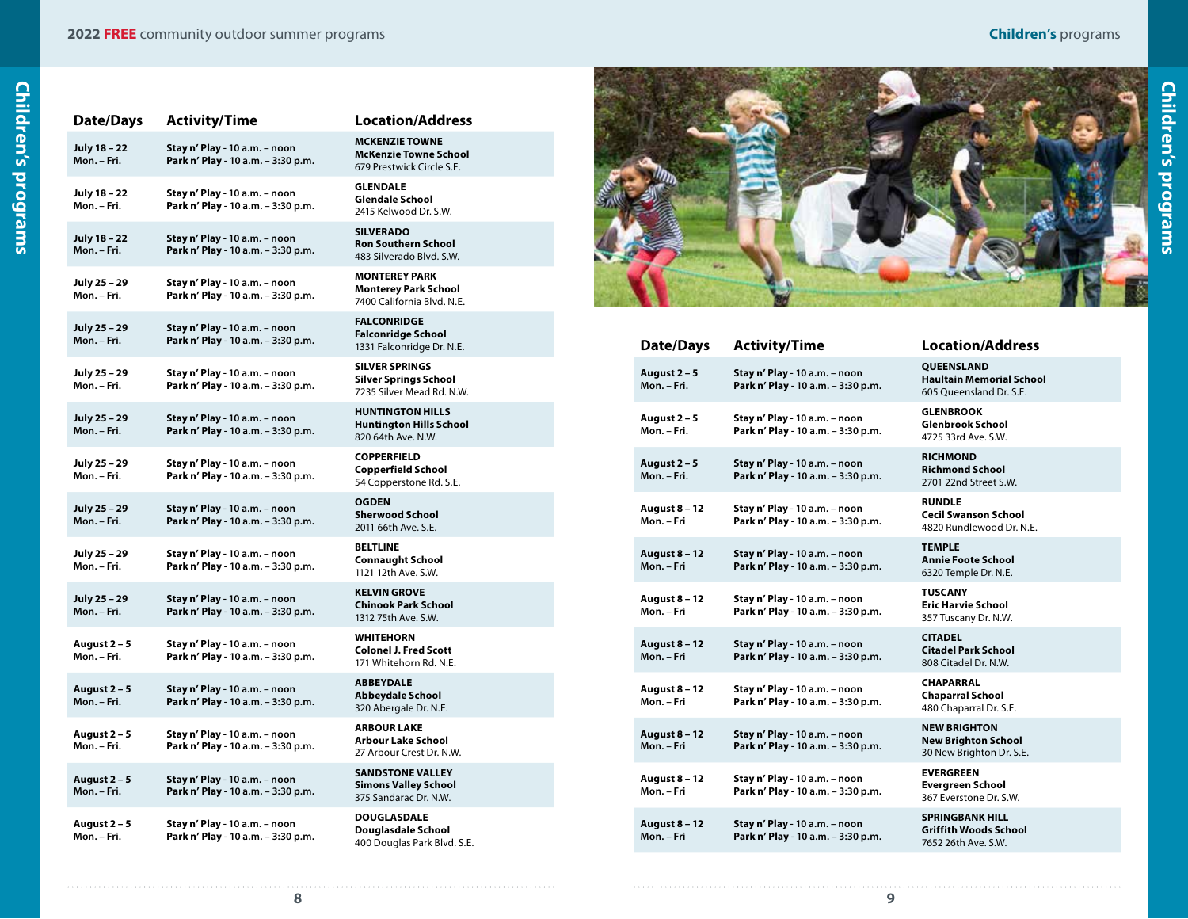| Date/Days | Activity/Time | Location/Address |
|---|---|---|
| **July 18 – 22**<br>**Mon. – Fri.** | **Stay n' Play - 10 a.m. – noon**<br>**Park n' Play - 10 a.m. – 3:30 p.m.** | **MCKENZIE TOWNE**<br>**McKenzie Towne School**<br>679 Prestwick Circle S.E. |
| **July 18 – 22**<br>**Mon. – Fri.** | **Stay n' Play - 10 a.m. – noon**<br>**Park n' Play - 10 a.m. – 3:30 p.m.** | **GLENDALE**<br>**Glendale School**<br>2415 Kelwood Dr. S.W. |
| **July 18 – 22**<br>**Mon. – Fri.** | **Stay n' Play - 10 a.m. – noon**<br>**Park n' Play - 10 a.m. – 3:30 p.m.** | **SILVERADO**<br>**Ron Southern School**<br>483 Silverado Blvd. S.W. |
| **July 25 – 29**<br>**Mon. – Fri.** | **Stay n' Play - 10 a.m. – noon**<br>**Park n' Play - 10 a.m. – 3:30 p.m.** | **MONTEREY PARK**<br>**Monterey Park School**<br>7400 California Blvd. N.E. |
| **July 25 – 29**<br>**Mon. – Fri.** | **Stay n' Play - 10 a.m. – noon**<br>**Park n' Play - 10 a.m. – 3:30 p.m.** | **FALCONRIDGE**<br>**Falconridge School**<br>1331 Falconridge Dr. N.E. |
| **July 25 – 29**<br>**Mon. – Fri.** | **Stay n' Play - 10 a.m. – noon**<br>**Park n' Play - 10 a.m. – 3:30 p.m.** | **SILVER SPRINGS**<br>**Silver Springs School**<br>7235 Silver Mead Rd. N.W. |
| **July 25 – 29**<br>**Mon. – Fri.** | **Stay n' Play - 10 a.m. – noon**<br>**Park n' Play - 10 a.m. – 3:30 p.m.** | **HUNTINGTON HILLS**<br>**Huntington Hills School**<br>820 64th Ave. N.W. |
| **July 25 – 29**<br>**Mon. – Fri.** | **Stay n' Play - 10 a.m. – noon**<br>**Park n' Play - 10 a.m. – 3:30 p.m.** | **COPPERFIELD**<br>**Copperfield School**<br>54 Copperstone Rd. S.E. |
| **July 25 – 29**<br>**Mon. – Fri.** | **Stay n' Play - 10 a.m. – noon**<br>**Park n' Play - 10 a.m. – 3:30 p.m.** | **OGDEN**<br>**Sherwood School**<br>2011 66th Ave. S.E. |
| **July 25 – 29**<br>**Mon. – Fri.** | **Stay n' Play - 10 a.m. – noon**<br>**Park n' Play - 10 a.m. – 3:30 p.m.** | **BELTLINE**<br>**Connaught School**<br>1121 12th Ave. S.W. |
| **July 25 – 29**<br>**Mon. – Fri.** | **Stay n' Play - 10 a.m. – noon**<br>**Park n' Play - 10 a.m. – 3:30 p.m.** | **KELVIN GROVE**<br>**Chinook Park School**<br>1312 75th Ave. S.W. |
| **August 2 – 5**<br>**Mon. – Fri.** | **Stay n' Play - 10 a.m. – noon**<br>**Park n' Play - 10 a.m. – 3:30 p.m.** | **WHITEHORN**<br>**Colonel J. Fred Scott**<br>171 Whitehorn Rd. N.E. |
| **August 2 – 5**<br>**Mon. – Fri.** | **Stay n' Play - 10 a.m. – noon**<br>**Park n' Play - 10 a.m. – 3:30 p.m.** | **ABBEYDALE**<br>**Abbeydale School**<br>320 Abergale Dr. N.E. |
| **August 2 – 5**<br>**Mon. – Fri.** | **Stay n' Play - 10 a.m. – noon**<br>**Park n' Play - 10 a.m. – 3:30 p.m.** | **ARBOUR LAKE**<br>**Arbour Lake School**<br>27 Arbour Crest Dr. N.W. |
| **August 2 – 5**<br>**Mon. – Fri.** | **Stay n' Play - 10 a.m. – noon**<br>**Park n' Play - 10 a.m. – 3:30 p.m.** | **SANDSTONE VALLEY**<br>**Simons Valley School**<br>375 Sandarac Dr. N.W. |
| **August 2 – 5**<br>**Mon. – Fri.** | **Stay n' Play - 10 a.m. – noon**<br>**Park n' Play - 10 a.m. – 3:30 p.m.** | **DOUGLASDALE**<br>**Douglasdale School**<br>400 Douglas Park Blvd. S.E. |
| **August 2 – 5**<br>**Mon. – Fri.** | **Stay n' Play - 10 a.m. – noon**<br>**Park n' Play - 10 a.m. – 3:30 p.m.** | **QUEENSLAND**<br>**Haultain Memorial School**<br>605 Queensland Dr. S.E. |
| **August 2 – 5**<br>**Mon. – Fri.** | **Stay n' Play - 10 a.m. – noon**<br>**Park n' Play - 10 a.m. – 3:30 p.m.** | **GLENBROOK**<br>**Glenbrook School**<br>4725 33rd Ave. S.W. |
| **August 2 – 5**<br>**Mon. – Fri.** | **Stay n' Play - 10 a.m. – noon**<br>**Park n' Play - 10 a.m. – 3:30 p.m.** | **RICHMOND**<br>**Richmond School**<br>2701 22nd Street S.W. |
| **August 8 – 12**<br>**Mon. – Fri** | **Stay n' Play - 10 a.m. – noon**<br>**Park n' Play - 10 a.m. – 3:30 p.m.** | **RUNDLE**<br>**Cecil Swanson School**<br>4820 Rundlewood Dr. N.E. |
| **August 8 – 12**<br>**Mon. – Fri** | **Stay n' Play - 10 a.m. – noon**<br>**Park n' Play - 10 a.m. – 3:30 p.m.** | **TEMPLE**<br>**Annie Foote School**<br>6320 Temple Dr. N.E. |
| **August 8 – 12**<br>**Mon. – Fri** | **Stay n' Play - 10 a.m. – noon**<br>**Park n' Play - 10 a.m. – 3:30 p.m.** | **TUSCANY**<br>**Eric Harvie School**<br>357 Tuscany Dr. N.W. |
| **August 8 – 12**<br>**Mon. – Fri** | **Stay n' Play - 10 a.m. – noon**<br>**Park n' Play - 10 a.m. – 3:30 p.m.** | **CITADEL**<br>**Citadel Park School**<br>808 Citadel Dr. N.W. |
| **August 8 – 12**<br>**Mon. – Fri** | **Stay n' Play - 10 a.m. – noon**<br>**Park n' Play - 10 a.m. – 3:30 p.m.** | **CHAPARRAL**<br>**Chaparral School**<br>480 Chaparral Dr. S.E. |
| **August 8 – 12**<br>**Mon. – Fri** | **Stay n' Play - 10 a.m. – noon**<br>**Park n' Play - 10 a.m. – 3:30 p.m.** | **NEW BRIGHTON**<br>**New Brighton School**<br>30 New Brighton Dr. S.E. |
| **August 8 – 12**<br>**Mon. – Fri** | **Stay n' Play - 10 a.m. – noon**<br>**Park n' Play - 10 a.m. – 3:30 p.m.** | **EVERGREEN**<br>**Evergreen School**<br>367 Everstone Dr. S.W. |
| **August 8 – 12**<br>**Mon. – Fri** | **Stay n' Play - 10 a.m. – noon**<br>**Park n' Play - 10 a.m. – 3:30 p.m.** | **SPRINGBANK HILL**<br>**Griffith Woods School**<br>7652 26th Ave. S.W. |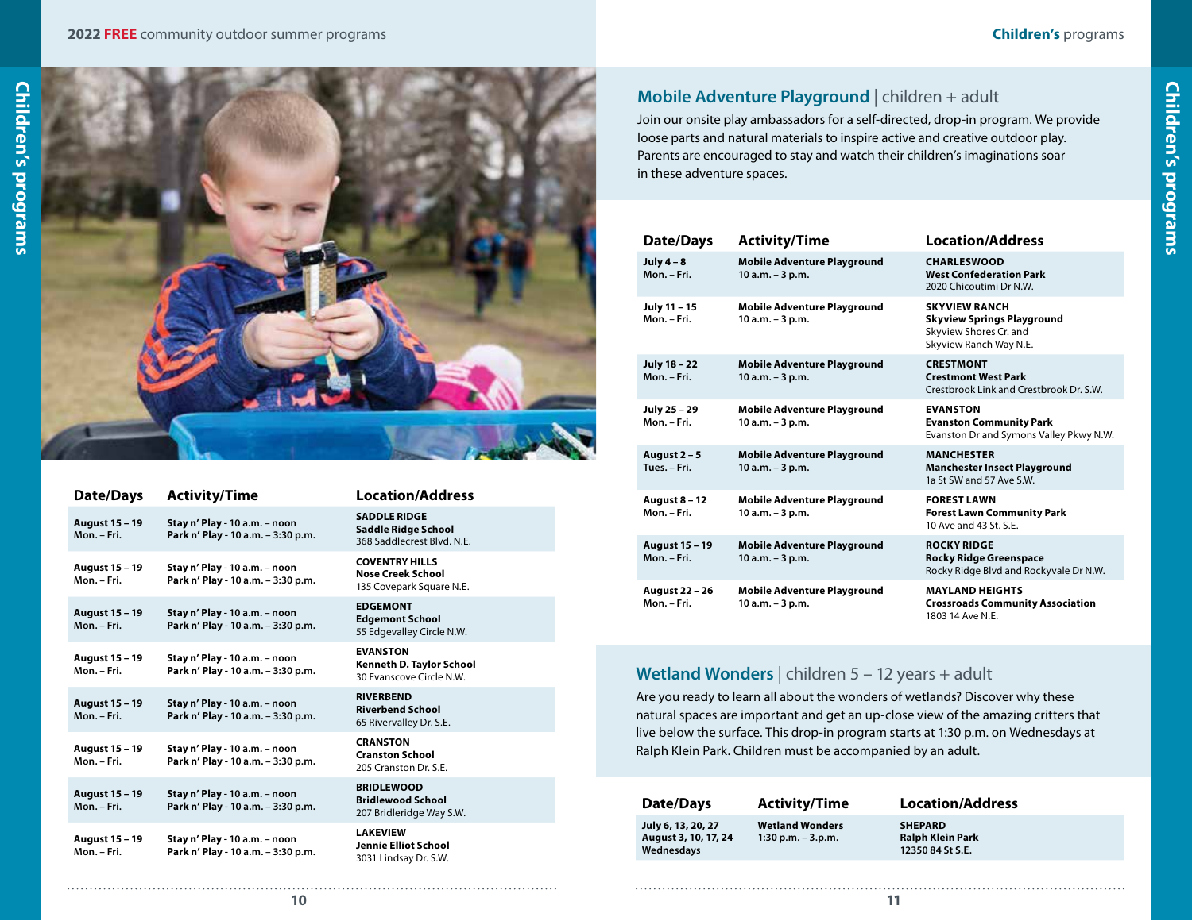| Date/Days | Activity/Time | Location/Address |
|---|---|---|
| **August 15 – 19** **Mon. – Fri.** | **Stay n' Play - 10 a.m. – noon** **Park n' Play - 10 a.m. – 3:30 p.m.** | **SADDLE RIDGE** **Saddle Ridge School** 368 Saddlecrest Blvd. N.E. |
| **August 15 – 19** **Mon. – Fri.** | **Stay n' Play - 10 a.m. – noon** **Park n' Play - 10 a.m. – 3:30 p.m.** | **COVENTRY HILLS** **Nose Creek School** 135 Covepark Square N.E. |
| **August 15 – 19** **Mon. – Fri.** | **Stay n' Play - 10 a.m. – noon** **Park n' Play - 10 a.m. – 3:30 p.m.** | **EDGEMONT** **Edgemont School** 55 Edgevalley Circle N.W. |
| **August 15 – 19** **Mon. – Fri.** | **Stay n' Play - 10 a.m. – noon** **Park n' Play - 10 a.m. – 3:30 p.m.** | **EVANSTON** **Kenneth D. Taylor School** 30 Evanscove Circle N.W. |
| **August 15 – 19** **Mon. – Fri.** | **Stay n' Play - 10 a.m. – noon** **Park n' Play - 10 a.m. – 3:30 p.m.** | **RIVERBEND** **Riverbend School** 65 Rivervalley Dr. S.E. |
| **August 15 – 19** **Mon. – Fri.** | **Stay n' Play - 10 a.m. – noon** **Park n' Play - 10 a.m. – 3:30 p.m.** | **CRANSTON** **Cranston School** 205 Cranston Dr. S.E. |
| **August 15 – 19** **Mon. – Fri.** | **Stay n' Play - 10 a.m. – noon** **Park n' Play - 10 a.m. – 3:30 p.m.** | **BRIDLEWOOD** **Bridlewood School** 207 Bridleridge Way S.W. |
| **August 15 – 19** **Mon. – Fri.** | **Stay n' Play - 10 a.m. – noon** **Park n' Play - 10 a.m. – 3:30 p.m.** | **LAKEVIEW** **Jennie Elliot School** 3031 Lindsay Dr. S.W. |

## Mobile Adventure Playground | children + adult

Join our onsite play ambassadors for a self-directed, drop-in program. We provide loose parts and natural materials to inspire active and creative outdoor play. Parents are encouraged to stay and watch their children's imaginations soar in these adventure spaces.

| Date/Days | Activity/Time | Location/Address |
|---|---|---|
| **July 4 – 8** **Mon. – Fri.** | **Mobile Adventure Playground** **10 a.m. – 3 p.m.** | **CHARLESWOOD** **West Confederation Park** 2020 Chicoutimi Dr N.W. |
| **July 11 – 15** **Mon. – Fri.** | **Mobile Adventure Playground** **10 a.m. – 3 p.m.** | **SKYVIEW RANCH** **Skyview Springs Playground** Skyview Shores Cr. and Skyview Ranch Way N.E. |
| **July 18 – 22** **Mon. – Fri.** | **Mobile Adventure Playground** **10 a.m. – 3 p.m.** | **CRESTMONT** **Crestmont West Park** Crestbrook Link and Crestbrook Dr. S.W. |
| **July 25 – 29** **Mon. – Fri.** | **Mobile Adventure Playground** **10 a.m. – 3 p.m.** | **EVANSTON** **Evanston Community Park** Evanston Dr and Symons Valley Pkwy N.W. |
| **August 2 – 5** **Tues. – Fri.** | **Mobile Adventure Playground** **10 a.m. – 3 p.m.** | **MANCHESTER** **Manchester Insect Playground** 1a St SW and 57 Ave S.W. |
| **August 8 – 12** **Mon. – Fri.** | **Mobile Adventure Playground** **10 a.m. – 3 p.m.** | **FOREST LAWN** **Forest Lawn Community Park** 10 Ave and 43 St. S.E. |
| **August 15 – 19** **Mon. – Fri.** | **Mobile Adventure Playground** **10 a.m. – 3 p.m.** | **ROCKY RIDGE** **Rocky Ridge Greenspace** Rocky Ridge Blvd and Rockyvale Dr N.W. |
| **August 22 – 26** **Mon. – Fri.** | **Mobile Adventure Playground** **10 a.m. – 3 p.m.** | **MAYLAND HEIGHTS** **Crossroads Community Association** 1803 14 Ave N.E. |

## Wetland Wonders | children 5 – 12 years + adult

Are you ready to learn all about the wonders of wetlands? Discover why these natural spaces are important and get an up-close view of the amazing critters that live below the surface. This drop-in program starts at 1:30 p.m. on Wednesdays at Ralph Klein Park. Children must be accompanied by an adult.

| Date/Days | Activity/Time | Location/Address |
|---|---|---|
| **July 6, 13, 20, 27** **August 3, 10, 17, 24** **Wednesdays** | **Wetland Wonders** **1:30 p.m. – 3.p.m.** | **SHEPARD** **Ralph Klein Park** **12350 84 St S.E.** |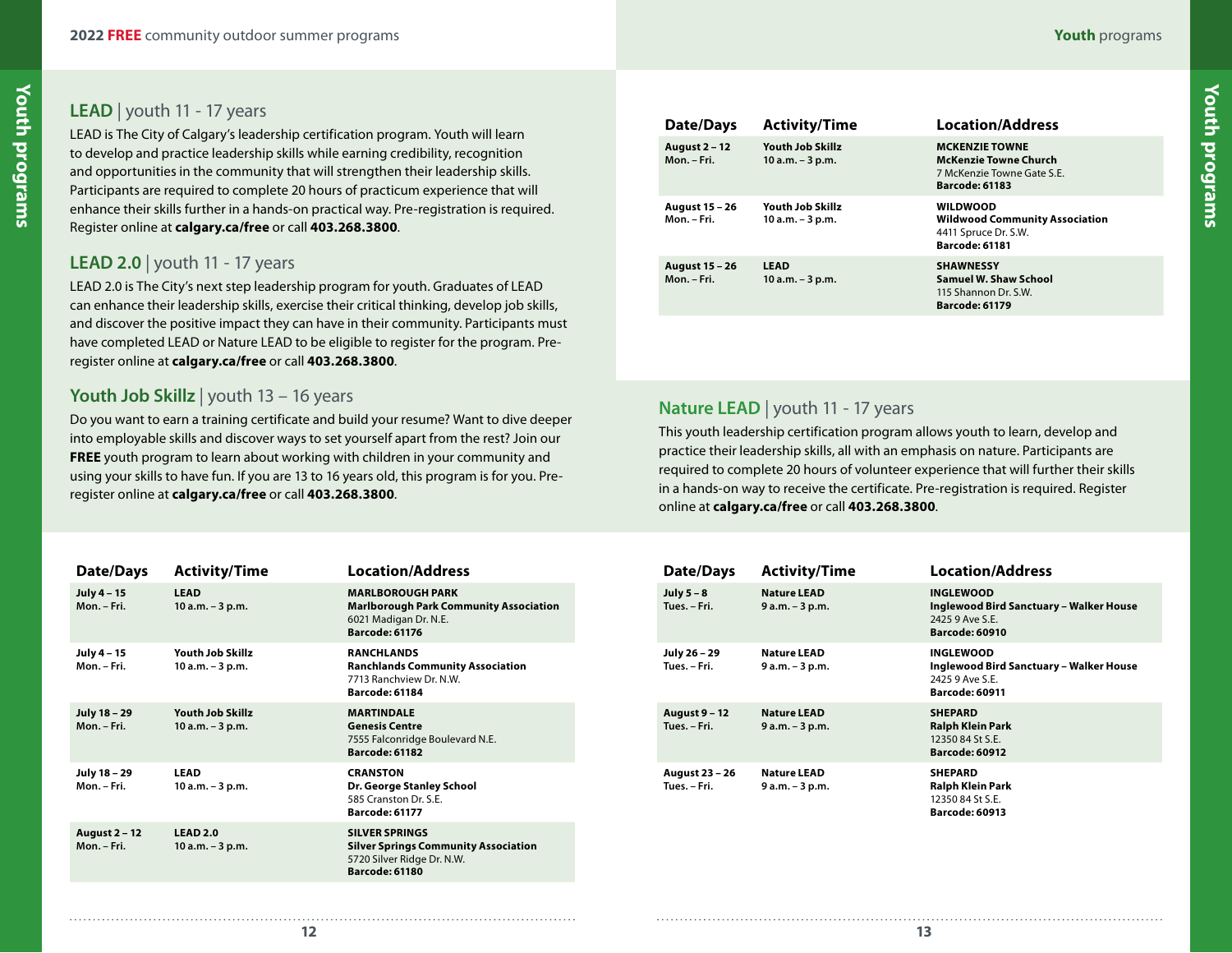## LEAD | youth 11 - 17 years

LEAD is The City of Calgary's leadership certification program. Youth will learn to develop and practice leadership skills while earning credibility, recognition and opportunities in the community that will strengthen their leadership skills. Participants are required to complete 20 hours of practicum experience that will enhance their skills further in a hands-on practical way. Pre-registration is required. Register online at **calgary.ca/free** or call **403.268.3800**.

## LEAD 2.0 | youth 11 - 17 years

LEAD 2.0 is The City's next step leadership program for youth. Graduates of LEAD can enhance their leadership skills, exercise their critical thinking, develop job skills, and discover the positive impact they can have in their community. Participants must have completed LEAD or Nature LEAD to be eligible to register for the program. Pre-register online at **calgary.ca/free** or call **403.268.3800**.

## Youth Job Skillz | youth 13 – 16 years

Do you want to earn a training certificate and build your resume? Want to dive deeper into employable skills and discover ways to set yourself apart from the rest? Join our **FREE** youth program to learn about working with children in your community and using your skills to have fun. If you are 13 to 16 years old, this program is for you. Pre-register online at **calgary.ca/free** or call **403.268.3800**.

| Date/Days | Activity/Time | Location/Address |
|---|---|---|
| **July 4 – 15** Mon. – Fri. | **LEAD** 10 a.m. – 3 p.m. | **MARLBOROUGH PARK** **Marlborough Park Community Association** 6021 Madigan Dr. N.E. **Barcode: 61176** |
| **July 4 – 15** Mon. – Fri. | **Youth Job Skillz** 10 a.m. – 3 p.m. | **RANCHLANDS** **Ranchlands Community Association** 7713 Ranchview Dr. N.W. **Barcode: 61184** |
| **July 18 – 29** Mon. – Fri. | **Youth Job Skillz** 10 a.m. – 3 p.m. | **MARTINDALE** **Genesis Centre** 7555 Falconridge Boulevard N.E. **Barcode: 61182** |
| **July 18 – 29** Mon. – Fri. | **LEAD** 10 a.m. – 3 p.m. | **CRANSTON** **Dr. George Stanley School** 585 Cranston Dr. S.E. **Barcode: 61177** |
| **August 2 – 12** Mon. – Fri. | **LEAD 2.0** 10 a.m. – 3 p.m. | **SILVER SPRINGS** **Silver Springs Community Association** 5720 Silver Ridge Dr. N.W. **Barcode: 61180** |
| **August 2 – 12** Mon. – Fri. | **Youth Job Skillz** 10 a.m. – 3 p.m. | **MCKENZIE TOWNE** **McKenzie Towne Church** 7 McKenzie Towne Gate S.E. **Barcode: 61183** |
| **August 15 – 26** Mon. – Fri. | **Youth Job Skillz** 10 a.m. – 3 p.m. | **WILDWOOD** **Wildwood Community Association** 4411 Spruce Dr. S.W. **Barcode: 61181** |
| **August 15 – 26** Mon. – Fri. | **LEAD** 10 a.m. – 3 p.m. | **SHAWNESSY** **Samuel W. Shaw School** 115 Shannon Dr. S.W. **Barcode: 61179** |

## Nature LEAD | youth 11 - 17 years

This youth leadership certification program allows youth to learn, develop and practice their leadership skills, all with an emphasis on nature. Participants are required to complete 20 hours of volunteer experience that will further their skills in a hands-on way to receive the certificate. Pre-registration is required. Register online at **calgary.ca/free** or call **403.268.3800**.

| Date/Days | Activity/Time | Location/Address |
|---|---|---|
| **July 5 – 8** Tues. – Fri. | **Nature LEAD** 9 a.m. – 3 p.m. | **INGLEWOOD** **Inglewood Bird Sanctuary – Walker House** 2425 9 Ave S.E. **Barcode: 60910** |
| **July 26 – 29** Tues. – Fri. | **Nature LEAD** 9 a.m. – 3 p.m. | **INGLEWOOD** **Inglewood Bird Sanctuary – Walker House** 2425 9 Ave S.E. **Barcode: 60911** |
| **August 9 – 12** Tues. – Fri. | **Nature LEAD** 9 a.m. – 3 p.m. | **SHEPARD** **Ralph Klein Park** 12350 84 St S.E. **Barcode: 60912** |
| **August 23 – 26** Tues. – Fri. | **Nature LEAD** 9 a.m. – 3 p.m. | **SHEPARD** **Ralph Klein Park** 12350 84 St S.E. **Barcode: 60913** |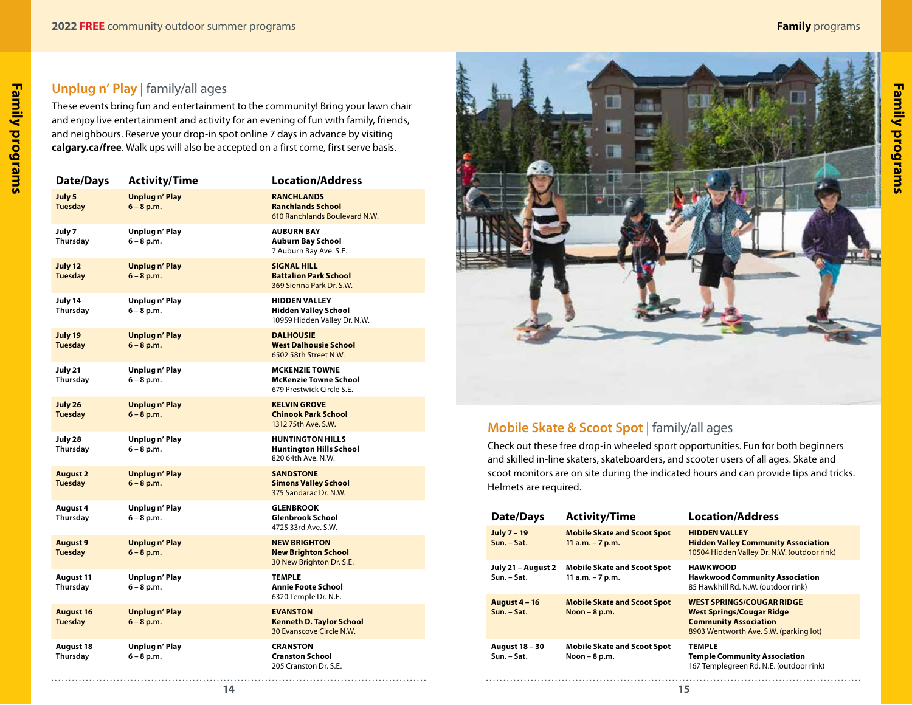## Unplug n' Play | family/all ages

These events bring fun and entertainment to the community! Bring your lawn chair and enjoy live entertainment and activity for an evening of fun with family, friends, and neighbours. Reserve your drop-in spot online 7 days in advance by visiting **calgary.ca/free**. Walk ups will also be accepted on a first come, first serve basis.

| Date/Days | Activity/Time | Location/Address |
|---|---|---|
| **July 5** **Tuesday** | **Unplug n' Play** **6 – 8 p.m.** | **RANCHLANDS** **Ranchlands School** 610 Ranchlands Boulevard N.W. |
| **July 7** **Thursday** | **Unplug n' Play** **6 – 8 p.m.** | **AUBURN BAY** **Auburn Bay School** 7 Auburn Bay Ave. S.E. |
| **July 12** **Tuesday** | **Unplug n' Play** **6 – 8 p.m.** | **SIGNAL HILL** **Battalion Park School** 369 Sienna Park Dr. S.W. |
| **July 14** **Thursday** | **Unplug n' Play** **6 – 8 p.m.** | **HIDDEN VALLEY** **Hidden Valley School** 10959 Hidden Valley Dr. N.W. |
| **July 19** **Tuesday** | **Unplug n' Play** **6 – 8 p.m.** | **DALHOUSIE** **West Dalhousie School** 6502 58th Street N.W. |
| **July 21** **Thursday** | **Unplug n' Play** **6 – 8 p.m.** | **MCKENZIE TOWNE** **McKenzie Towne School** 679 Prestwick Circle S.E. |
| **July 26** **Tuesday** | **Unplug n' Play** **6 – 8 p.m.** | **KELVIN GROVE** **Chinook Park School** 1312 75th Ave. S.W. |
| **July 28** **Thursday** | **Unplug n' Play** **6 – 8 p.m.** | **HUNTINGTON HILLS** **Huntington Hills School** 820 64th Ave. N.W. |
| **August 2** **Tuesday** | **Unplug n' Play** **6 – 8 p.m.** | **SANDSTONE** **Simons Valley School** 375 Sandarac Dr. N.W. |
| **August 4** **Thursday** | **Unplug n' Play** **6 – 8 p.m.** | **GLENBROOK** **Glenbrook School** 4725 33rd Ave. S.W. |
| **August 9** **Tuesday** | **Unplug n' Play** **6 – 8 p.m.** | **NEW BRIGHTON** **New Brighton School** 30 New Brighton Dr. S.E. |
| **August 11** **Thursday** | **Unplug n' Play** **6 – 8 p.m.** | **TEMPLE** **Annie Foote School** 6320 Temple Dr. N.E. |
| **August 16** **Tuesday** | **Unplug n' Play** **6 – 8 p.m.** | **EVANSTON** **Kenneth D. Taylor School** 30 Evanscove Circle N.W. |
| **August 18** **Thursday** | **Unplug n' Play** **6 – 8 p.m.** | **CRANSTON** **Cranston School** 205 Cranston Dr. S.E. |

## Mobile Skate & Scoot Spot | family/all ages

Check out these free drop-in wheeled sport opportunities. Fun for both beginners and skilled in-line skaters, skateboarders, and scooter users of all ages. Skate and scoot monitors are on site during the indicated hours and can provide tips and tricks. Helmets are required.

| Date/Days | Activity/Time | Location/Address |
|---|---|---|
| **July 7 – 19** **Sun. – Sat.** | **Mobile Skate and Scoot Spot** 11 a.m. – 7 p.m. | **HIDDEN VALLEY** **Hidden Valley Community Association** 10504 Hidden Valley Dr. N.W. (outdoor rink) |
| **July 21 – August 2** Sun. – Sat. | **Mobile Skate and Scoot Spot** 11 a.m. – 7 p.m. | **HAWKWOOD** **Hawkwood Community Association** 85 Hawkhill Rd. N.W. (outdoor rink) |
| **August 4 – 16** **Sun. – Sat.** | **Mobile Skate and Scoot Spot** Noon – 8 p.m. | **WEST SPRINGS/COUGAR RIDGE** **West Springs/Cougar Ridge Community Association** 8903 Wentworth Ave. S.W. (parking lot) |
| **August 18 – 30** Sun. – Sat. | **Mobile Skate and Scoot Spot** Noon – 8 p.m. | **TEMPLE** **Temple Community Association** 167 Templegreen Rd. N.E. (outdoor rink) |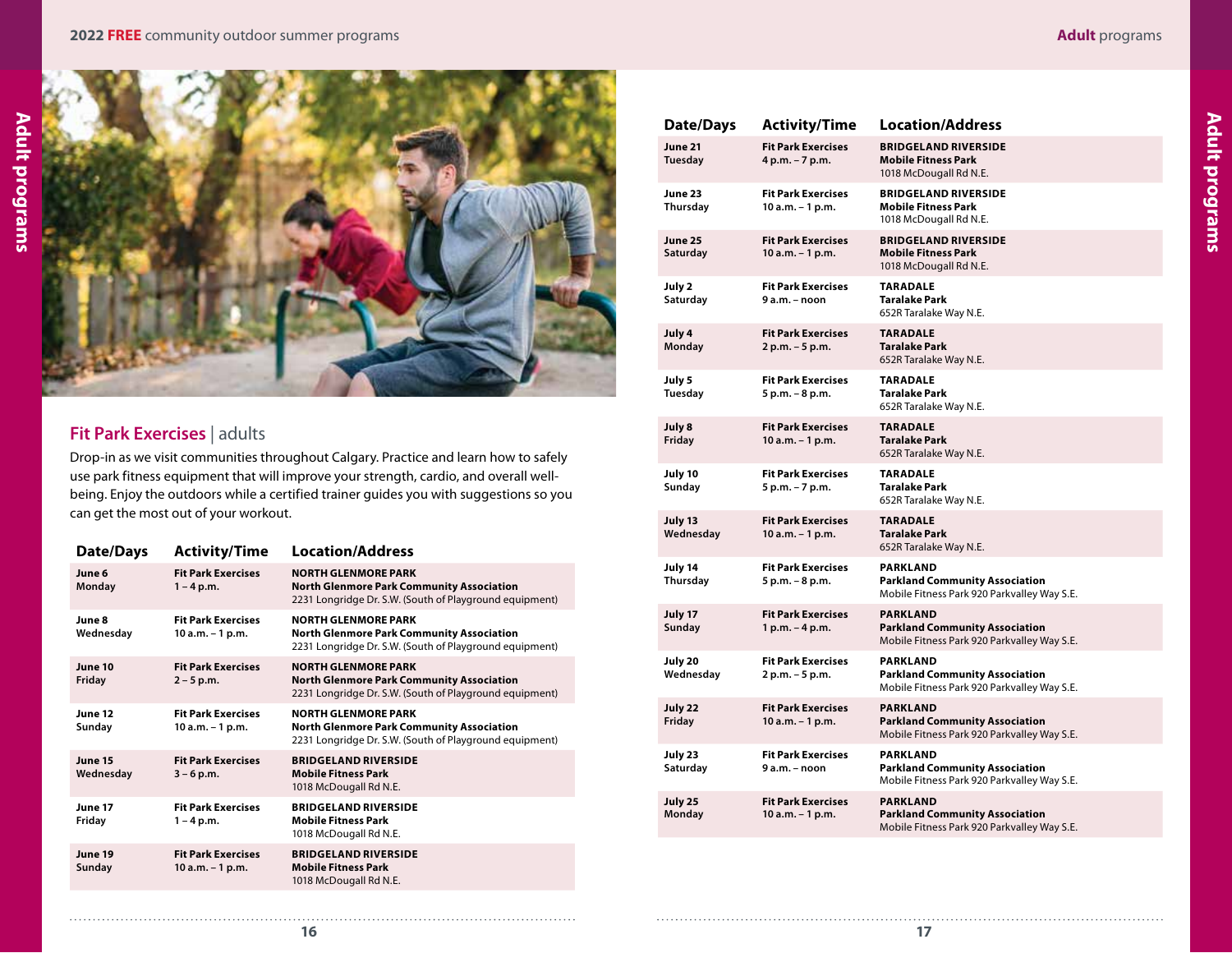## Fit Park Exercises | adults

Drop-in as we visit communities throughout Calgary. Practice and learn how to safely use park fitness equipment that will improve your strength, cardio, and overall well-being. Enjoy the outdoors while a certified trainer guides you with suggestions so you can get the most out of your workout.

| Date/Days | Activity/Time | Location/Address |
|---|---|---|
| **June 6** Monday | **Fit Park Exercises** 1 – 4 p.m. | **NORTH GLENMORE PARK** **North Glenmore Park Community Association** 2231 Longridge Dr. S.W. (South of Playground equipment) |
| **June 8** Wednesday | **Fit Park Exercises** 10 a.m. – 1 p.m. | **NORTH GLENMORE PARK** **North Glenmore Park Community Association** 2231 Longridge Dr. S.W. (South of Playground equipment) |
| **June 10** Friday | **Fit Park Exercises** 2 – 5 p.m. | **NORTH GLENMORE PARK** **North Glenmore Park Community Association** 2231 Longridge Dr. S.W. (South of Playground equipment) |
| **June 12** Sunday | **Fit Park Exercises** 10 a.m. – 1 p.m. | **NORTH GLENMORE PARK** **North Glenmore Park Community Association** 2231 Longridge Dr. S.W. (South of Playground equipment) |
| **June 15** Wednesday | **Fit Park Exercises** 3 – 6 p.m. | **BRIDGELAND RIVERSIDE** **Mobile Fitness Park** 1018 McDougall Rd N.E. |
| **June 17** Friday | **Fit Park Exercises** 1 – 4 p.m. | **BRIDGELAND RIVERSIDE** **Mobile Fitness Park** 1018 McDougall Rd N.E. |
| **June 19** Sunday | **Fit Park Exercises** 10 a.m. – 1 p.m. | **BRIDGELAND RIVERSIDE** **Mobile Fitness Park** 1018 McDougall Rd N.E. |
| **June 21** Tuesday | **Fit Park Exercises** 4 p.m. – 7 p.m. | **BRIDGELAND RIVERSIDE** **Mobile Fitness Park** 1018 McDougall Rd N.E. |
| **June 23** Thursday | **Fit Park Exercises** 10 a.m. – 1 p.m. | **BRIDGELAND RIVERSIDE** **Mobile Fitness Park** 1018 McDougall Rd N.E. |
| **June 25** Saturday | **Fit Park Exercises** 10 a.m. – 1 p.m. | **BRIDGELAND RIVERSIDE** **Mobile Fitness Park** 1018 McDougall Rd N.E. |
| **July 2** Saturday | **Fit Park Exercises** 9 a.m. – noon | **TARADALE** **Taralake Park** 652R Taralake Way N.E. |
| **July 4** Monday | **Fit Park Exercises** 2 p.m. – 5 p.m. | **TARADALE** **Taralake Park** 652R Taralake Way N.E. |
| **July 5** Tuesday | **Fit Park Exercises** 5 p.m. – 8 p.m. | **TARADALE** **Taralake Park** 652R Taralake Way N.E. |
| **July 8** Friday | **Fit Park Exercises** 10 a.m. – 1 p.m. | **TARADALE** **Taralake Park** 652R Taralake Way N.E. |
| **July 10** Sunday | **Fit Park Exercises** 5 p.m. – 7 p.m. | **TARADALE** **Taralake Park** 652R Taralake Way N.E. |
| **July 13** Wednesday | **Fit Park Exercises** 10 a.m. – 1 p.m. | **TARADALE** **Taralake Park** 652R Taralake Way N.E. |
| **July 14** Thursday | **Fit Park Exercises** 5 p.m. – 8 p.m. | **PARKLAND** **Parkland Community Association** Mobile Fitness Park 920 Parkvalley Way S.E. |
| **July 17** Sunday | **Fit Park Exercises** 1 p.m. – 4 p.m. | **PARKLAND** **Parkland Community Association** Mobile Fitness Park 920 Parkvalley Way S.E. |
| **July 20** Wednesday | **Fit Park Exercises** 2 p.m. – 5 p.m. | **PARKLAND** **Parkland Community Association** Mobile Fitness Park 920 Parkvalley Way S.E. |
| **July 22** Friday | **Fit Park Exercises** 10 a.m. – 1 p.m. | **PARKLAND** **Parkland Community Association** Mobile Fitness Park 920 Parkvalley Way S.E. |
| **July 23** Saturday | **Fit Park Exercises** 9 a.m. – noon | **PARKLAND** **Parkland Community Association** Mobile Fitness Park 920 Parkvalley Way S.E. |
| **July 25** Monday | **Fit Park Exercises** 10 a.m. – 1 p.m. | **PARKLAND** **Parkland Community Association** Mobile Fitness Park 920 Parkvalley Way S.E. |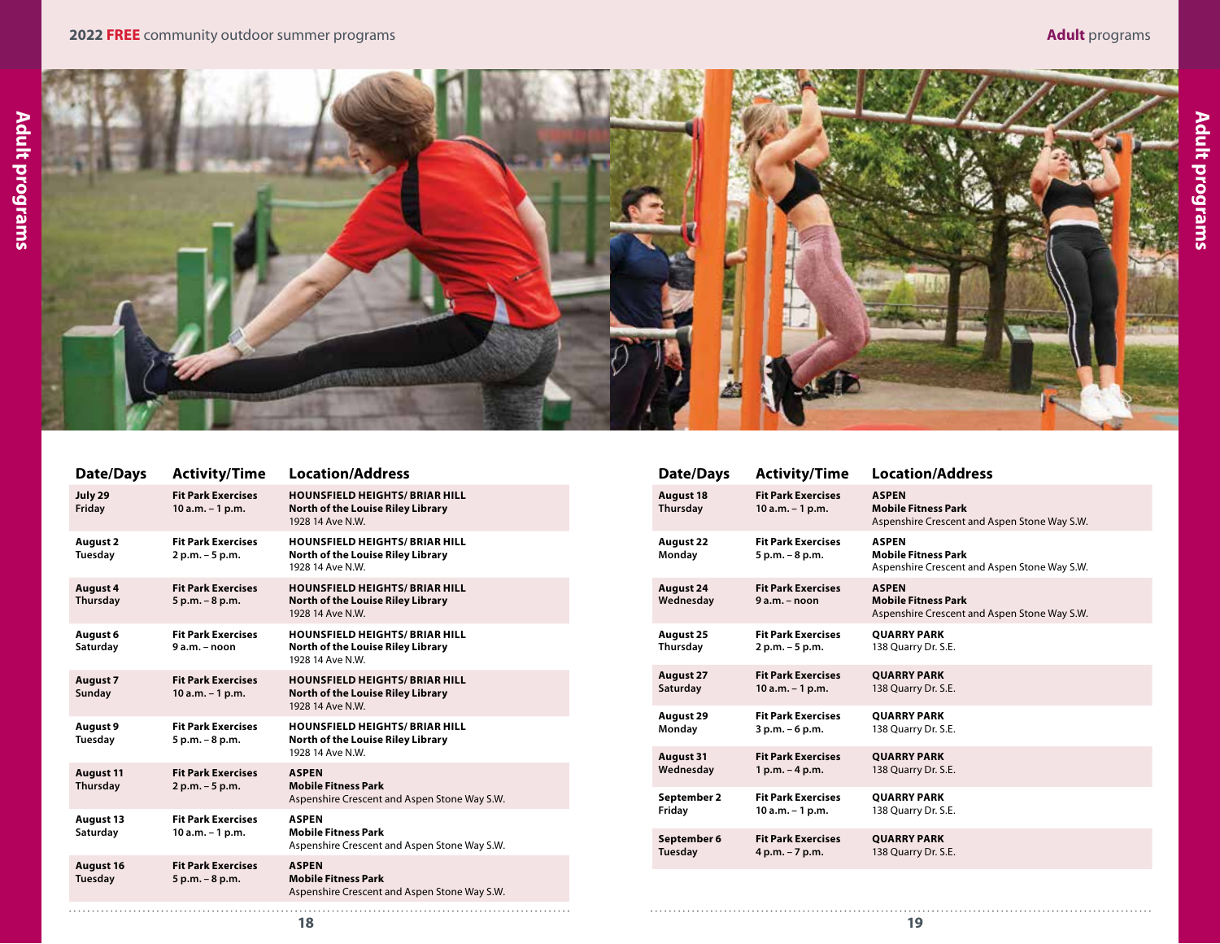| Date/Days | Activity/Time | Location/Address |
|---|---|---|
| **July 29** **Friday** | **Fit Park Exercises** **10 a.m. – 1 p.m.** | **HOUNSFIELD HEIGHTS/ BRIAR HILL** **North of the Louise Riley Library** 1928 14 Ave N.W. |
| **August 2** **Tuesday** | **Fit Park Exercises** **2 p.m. – 5 p.m.** | **HOUNSFIELD HEIGHTS/ BRIAR HILL** **North of the Louise Riley Library** 1928 14 Ave N.W. |
| **August 4** **Thursday** | **Fit Park Exercises** **5 p.m. – 8 p.m.** | **HOUNSFIELD HEIGHTS/ BRIAR HILL** **North of the Louise Riley Library** 1928 14 Ave N.W. |
| **August 6** **Saturday** | **Fit Park Exercises** **9 a.m. – noon** | **HOUNSFIELD HEIGHTS/ BRIAR HILL** **North of the Louise Riley Library** 1928 14 Ave N.W. |
| **August 7** **Sunday** | **Fit Park Exercises** **10 a.m. – 1 p.m.** | **HOUNSFIELD HEIGHTS/ BRIAR HILL** **North of the Louise Riley Library** 1928 14 Ave N.W. |
| **August 9** **Tuesday** | **Fit Park Exercises** **5 p.m. – 8 p.m.** | **HOUNSFIELD HEIGHTS/ BRIAR HILL** **North of the Louise Riley Library** 1928 14 Ave N.W. |
| **August 11** **Thursday** | **Fit Park Exercises** **2 p.m. – 5 p.m.** | **ASPEN** **Mobile Fitness Park** Aspenshire Crescent and Aspen Stone Way S.W. |
| **August 13** **Saturday** | **Fit Park Exercises** **10 a.m. – 1 p.m.** | **ASPEN** **Mobile Fitness Park** Aspenshire Crescent and Aspen Stone Way S.W. |
| **August 16** **Tuesday** | **Fit Park Exercises** **5 p.m. – 8 p.m.** | **ASPEN** **Mobile Fitness Park** Aspenshire Crescent and Aspen Stone Way S.W. |
| **August 18** **Thursday** | **Fit Park Exercises** **10 a.m. – 1 p.m.** | **ASPEN** **Mobile Fitness Park** Aspenshire Crescent and Aspen Stone Way S.W. |
| **August 22** **Monday** | **Fit Park Exercises** **5 p.m. – 8 p.m.** | **ASPEN** **Mobile Fitness Park** Aspenshire Crescent and Aspen Stone Way S.W. |
| **August 24** **Wednesday** | **Fit Park Exercises** **9 a.m. – noon** | **ASPEN** **Mobile Fitness Park** Aspenshire Crescent and Aspen Stone Way S.W. |
| **August 25** **Thursday** | **Fit Park Exercises** **2 p.m. – 5 p.m.** | **QUARRY PARK** 138 Quarry Dr. S.E. |
| **August 27** **Saturday** | **Fit Park Exercises** **10 a.m. – 1 p.m.** | **QUARRY PARK** 138 Quarry Dr. S.E. |
| **August 29** **Monday** | **Fit Park Exercises** **3 p.m. – 6 p.m.** | **QUARRY PARK** 138 Quarry Dr. S.E. |
| **August 31** **Wednesday** | **Fit Park Exercises** **1 p.m. – 4 p.m.** | **QUARRY PARK** 138 Quarry Dr. S.E. |
| **September 2** **Friday** | **Fit Park Exercises** **10 a.m. – 1 p.m.** | **QUARRY PARK** 138 Quarry Dr. S.E. |
| **September 6** **Tuesday** | **Fit Park Exercises** **4 p.m. – 7 p.m.** | **QUARRY PARK** 138 Quarry Dr. S.E. |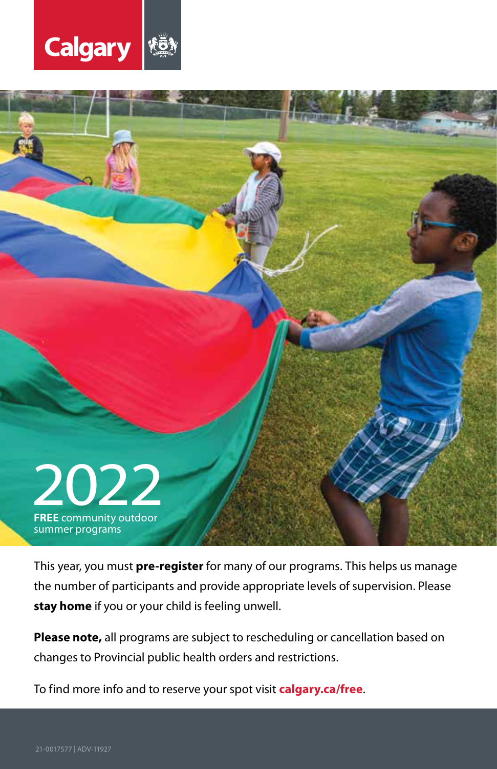Calgary

# 2022

**FREE** community outdoor summer programs

This year, you must **pre-register** for many of our programs. This helps us manage the number of participants and provide appropriate levels of supervision. Please **stay home** if you or your child is feeling unwell.

**Please note,** all programs are subject to rescheduling or cancellation based on changes to Provincial public health orders and restrictions.

To find more info and to reserve your spot visit **calgary.ca/free**.

21-0017577 | ADV-11927